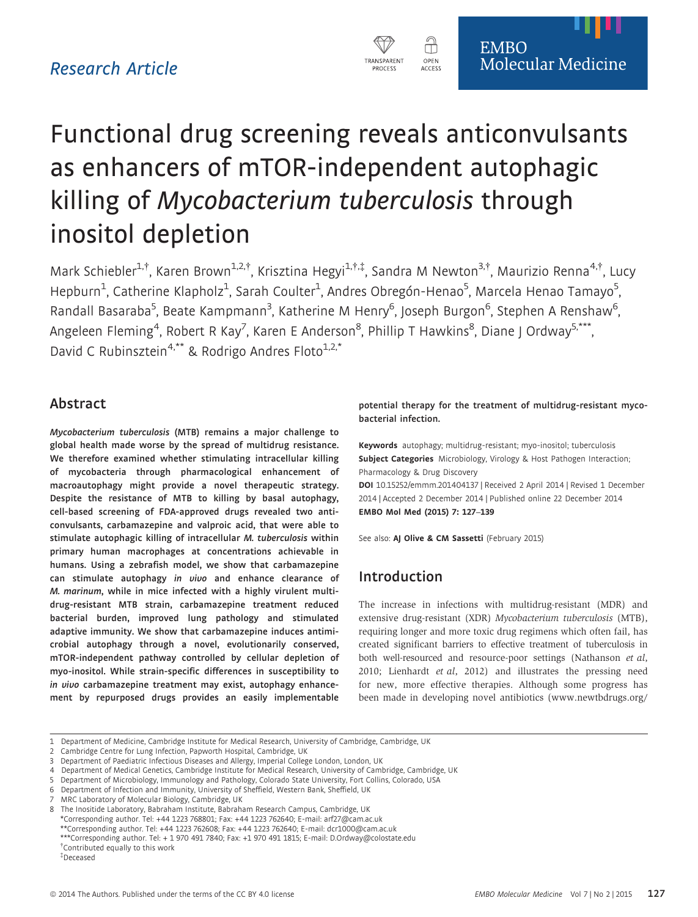Research Article

# Functional drug screening reveals anticonvulsants as enhancers of mTOR-independent autophagic killing of *Mycobacterium tuberculosis* through inositol depletion

Mark Schiebler[1,†], Karen Brown[1,2,†], Krisztina Hegyi[1,†,‡], Sandra M Newton[3,†], Maurizio Renna[4,†], Lucy Hepburn[1], Catherine Klapholz[1], Sarah Coulter[1], Andres Obregón-Henao[5], Marcela Henao Tamayo[5], Randall Basaraba[5], Beate Kampmann[3], Katherine M Henry[6], Joseph Burgon[6], Stephen A Renshaw[6], Angeleen Fleming[4], Robert R Kay[7], Karen E Anderson[8], Phillip T Hawkins[8], Diane J Ordway[5,***], David C Rubinsztein[4,**] & Rodrigo Andres Floto[1,2,*]

## Abstract

***Mycobacterium tuberculosis* (MTB) remains a major challenge to global health made worse by the spread of multidrug resistance. We therefore examined whether stimulating intracellular killing of mycobacteria through pharmacological enhancement of macroautophagy might provide a novel therapeutic strategy. Despite the resistance of MTB to killing by basal autophagy, cell-based screening of FDA-approved drugs revealed two anticonvulsants, carbamazepine and valproic acid, that were able to stimulate autophagic killing of intracellular *M. tuberculosis* within primary human macrophages at concentrations achievable in humans. Using a zebrafish model, we show that carbamazepine can stimulate autophagy *in vivo* and enhance clearance of *M. marinum*, while in mice infected with a highly virulent multidrug-resistant MTB strain, carbamazepine treatment reduced bacterial burden, improved lung pathology and stimulated adaptive immunity. We show that carbamazepine induces antimicrobial autophagy through a novel, evolutionarily conserved, mTOR-independent pathway controlled by cellular depletion of myo-inositol. While strain-specific differences in susceptibility to *in vivo* carbamazepine treatment may exist, autophagy enhancement by repurposed drugs provides an easily implementable potential therapy for the treatment of multidrug-resistant mycobacterial infection.**

**Keywords** autophagy; multidrug-resistant; myo-inositol; tuberculosis
**Subject Categories** Microbiology, Virology & Host Pathogen Interaction; Pharmacology & Drug Discovery
**DOI** 10.15252/emmm.201404137 | Received 2 April 2014 | Revised 1 December 2014 | Accepted 2 December 2014 | Published online 22 December 2014
**EMBO Mol Med (2015) 7: 127–139**

See also: **AJ Olive & CM Sassetti** (February 2015)

## Introduction

The increase in infections with multidrug-resistant (MDR) and extensive drug-resistant (XDR) *Mycobacterium tuberculosis* (MTB), requiring longer and more toxic drug regimens which often fail, has created significant barriers to effective treatment of tuberculosis in both well-resourced and resource-poor settings (Nathanson *et al*, 2010; Lienhardt *et al*, 2012) and illustrates the pressing need for new, more effective therapies. Although some progress has been made in developing novel antibiotics (www.newtbdrugs.org/

1 Department of Medicine, Cambridge Institute for Medical Research, University of Cambridge, Cambridge, UK
2 Cambridge Centre for Lung Infection, Papworth Hospital, Cambridge, UK
3 Department of Paediatric Infectious Diseases and Allergy, Imperial College London, London, UK
4 Department of Medical Genetics, Cambridge Institute for Medical Research, University of Cambridge, Cambridge, UK
5 Department of Microbiology, Immunology and Pathology, Colorado State University, Fort Collins, Colorado, USA
6 Department of Infection and Immunity, University of Sheffield, Western Bank, Sheffield, UK
7 MRC Laboratory of Molecular Biology, Cambridge, UK
8 The Inositide Laboratory, Babraham Institute, Babraham Research Campus, Cambridge, UK
*Corresponding author. Tel: +44 1223 768801; Fax: +44 1223 762640; E-mail: arf27@cam.ac.uk
**Corresponding author. Tel: +44 1223 762608; Fax: +44 1223 762640; E-mail: dcr1000@cam.ac.uk
***Corresponding author. Tel: + 1 970 491 7840; Fax: +1 970 491 1815; E-mail: D.Ordway@colostate.edu
†Contributed equally to this work
‡Deceased

© 2014 The Authors. Published under the terms of the CC BY 4.0 license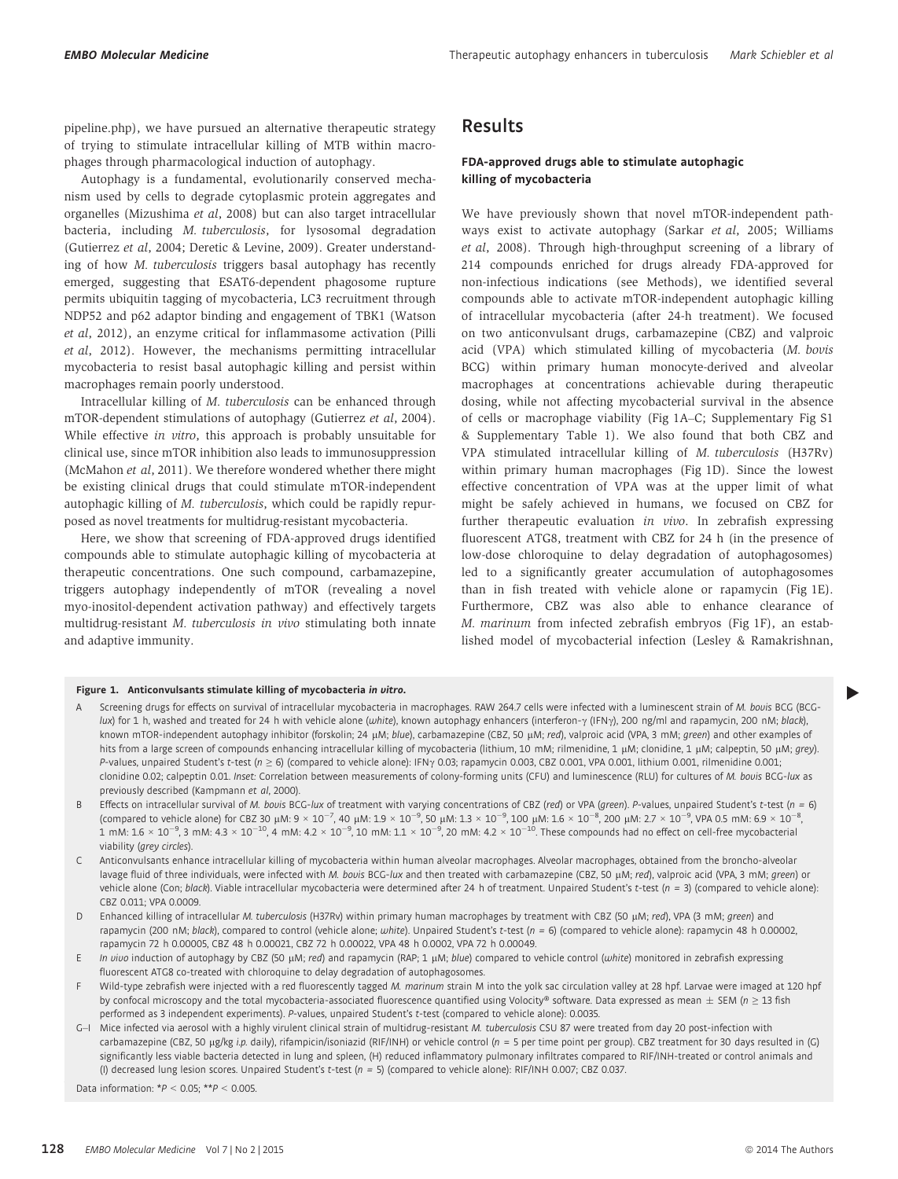pipeline.php), we have pursued an alternative therapeutic strategy of trying to stimulate intracellular killing of MTB within macrophages through pharmacological induction of autophagy.

Autophagy is a fundamental, evolutionarily conserved mechanism used by cells to degrade cytoplasmic protein aggregates and organelles (Mizushima *et al*, 2008) but can also target intracellular bacteria, including *M. tuberculosis*, for lysosomal degradation (Gutierrez *et al*, 2004; Deretic & Levine, 2009). Greater understanding of how *M. tuberculosis* triggers basal autophagy has recently emerged, suggesting that ESAT6-dependent phagosome rupture permits ubiquitin tagging of mycobacteria, LC3 recruitment through NDP52 and p62 adaptor binding and engagement of TBK1 (Watson *et al*, 2012), an enzyme critical for inflammasome activation (Pilli *et al*, 2012). However, the mechanisms permitting intracellular mycobacteria to resist basal autophagic killing and persist within macrophages remain poorly understood.

Intracellular killing of *M. tuberculosis* can be enhanced through mTOR-dependent stimulations of autophagy (Gutierrez *et al*, 2004). While effective *in vitro*, this approach is probably unsuitable for clinical use, since mTOR inhibition also leads to immunosuppression (McMahon *et al*, 2011). We therefore wondered whether there might be existing clinical drugs that could stimulate mTOR-independent autophagic killing of *M. tuberculosis*, which could be rapidly repurposed as novel treatments for multidrug-resistant mycobacteria.

Here, we show that screening of FDA-approved drugs identified compounds able to stimulate autophagic killing of mycobacteria at therapeutic concentrations. One such compound, carbamazepine, triggers autophagy independently of mTOR (revealing a novel myo-inositol-dependent activation pathway) and effectively targets multidrug-resistant *M. tuberculosis in vivo* stimulating both innate and adaptive immunity.

## Results

### FDA-approved drugs able to stimulate autophagic killing of mycobacteria

We have previously shown that novel mTOR-independent pathways exist to activate autophagy (Sarkar *et al*, 2005; Williams *et al*, 2008). Through high-throughput screening of a library of 214 compounds enriched for drugs already FDA-approved for non-infectious indications (see Methods), we identified several compounds able to activate mTOR-independent autophagic killing of intracellular mycobacteria (after 24-h treatment). We focused on two anticonvulsant drugs, carbamazepine (CBZ) and valproic acid (VPA) which stimulated killing of mycobacteria (*M. bovis* BCG) within primary human monocyte-derived and alveolar macrophages at concentrations achievable during therapeutic dosing, while not affecting mycobacterial survival in the absence of cells or macrophage viability (Fig 1A–C; Supplementary Fig S1 & Supplementary Table 1). We also found that both CBZ and VPA stimulated intracellular killing of *M. tuberculosis* (H37Rv) within primary human macrophages (Fig 1D). Since the lowest effective concentration of VPA was at the upper limit of what might be safely achieved in humans, we focused on CBZ for further therapeutic evaluation *in vivo*. In zebrafish expressing fluorescent ATG8, treatment with CBZ for 24 h (in the presence of low-dose chloroquine to delay degradation of autophagosomes) led to a significantly greater accumulation of autophagosomes than in fish treated with vehicle alone or rapamycin (Fig 1E). Furthermore, CBZ was also able to enhance clearance of *M. marinum* from infected zebrafish embryos (Fig 1F), an established model of mycobacterial infection (Lesley & Ramakrishnan,

**Figure 1. Anticonvulsants stimulate killing of mycobacteria *in vitro*.**

A Screening drugs for effects on survival of intracellular mycobacteria in macrophages. RAW 264.7 cells were infected with a luminescent strain of *M. bovis* BCG (BCG-*lux*) for 1 h, washed and treated for 24 h with vehicle alone (*white*), known autophagy enhancers (interferon-γ (IFNγ), 200 ng/ml and rapamycin, 200 nM; *black*), known mTOR-independent autophagy inhibitor (forskolin; 24 μM; *blue*), carbamazepine (CBZ, 50 μM; *red*), valproic acid (VPA, 3 mM; *green*) and other examples of hits from a large screen of compounds enhancing intracellular killing of mycobacteria (lithium, 10 mM; rilmenidine, 1 μM; clonidine, 1 μM; calpeptin, 50 μM; *grey*). *P*-values, unpaired Student's *t*-test ($n \geq 6$) (compared to vehicle alone): IFNγ 0.03; rapamycin 0.003, CBZ 0.001, VPA 0.001, lithium 0.001, rilmenidine 0.001; clonidine 0.02; calpeptin 0.01. *Inset:* Correlation between measurements of colony-forming units (CFU) and luminescence (RLU) for cultures of *M. bovis* BCG-*lux* as previously described (Kampmann *et al*, 2000).

B Effects on intracellular survival of *M. bovis* BCG-*lux* of treatment with varying concentrations of CBZ (*red*) or VPA (*green*). *P*-values, unpaired Student's *t*-test ($n = 6$) (compared to vehicle alone) for CBZ 30 μM: $9 \times 10^{-7}$, 40 μM: $1.9 \times 10^{-9}$, 50 μM: $1.3 \times 10^{-9}$, 100 μM: $1.6 \times 10^{-8}$, 200 μM: $2.7 \times 10^{-9}$, VPA 0.5 mM: $6.9 \times 10^{-8}$, 1 mM: $1.6 \times 10^{-9}$, 3 mM: $4.3 \times 10^{-10}$, 4 mM: $4.2 \times 10^{-9}$, 10 mM: $1.1 \times 10^{-9}$, 20 mM: $4.2 \times 10^{-10}$. These compounds had no effect on cell-free mycobacterial viability (*grey circles*).

C Anticonvulsants enhance intracellular killing of mycobacteria within human alveolar macrophages. Alveolar macrophages, obtained from the broncho-alveolar lavage fluid of three individuals, were infected with *M. bovis* BCG-*lux* and then treated with carbamazepine (CBZ, 50 μM; *red*), valproic acid (VPA, 3 mM; *green*) or vehicle alone (Con; *black*). Viable intracellular mycobacteria were determined after 24 h of treatment. Unpaired Student's *t*-test ($n = 3$) (compared to vehicle alone): CBZ 0.011; VPA 0.0009.

D Enhanced killing of intracellular *M. tuberculosis* (H37Rv) within primary human macrophages by treatment with CBZ (50 μM; *red*), VPA (3 mM; *green*) and rapamycin (200 nM; *black*), compared to control (vehicle alone; *white*). Unpaired Student's *t*-test ($n = 6$) (compared to vehicle alone): rapamycin 48 h 0.00002, rapamycin 72 h 0.00005, CBZ 48 h 0.00021, CBZ 72 h 0.00022, VPA 48 h 0.0002, VPA 72 h 0.00049.

E *In vivo* induction of autophagy by CBZ (50 μM; *red*) and rapamycin (RAP; 1 μM; *blue*) compared to vehicle control (*white*) monitored in zebrafish expressing fluorescent ATG8 co-treated with chloroquine to delay degradation of autophagosomes.

F Wild-type zebrafish were injected with a red fluorescently tagged *M. marinum* strain M into the yolk sac circulation valley at 28 hpf. Larvae were imaged at 120 hpf by confocal microscopy and the total mycobacteria-associated fluorescence quantified using Volocity® software. Data expressed as mean ± SEM ($n \geq 13$ fish performed as 3 independent experiments). *P*-values, unpaired Student's *t*-test (compared to vehicle alone): 0.0035.

G–I Mice infected via aerosol with a highly virulent clinical strain of multidrug-resistant *M. tuberculosis* CSU 87 were treated from day 20 post-infection with carbamazepine (CBZ, 50 μg/kg *i.p.* daily), rifampicin/isoniazid (RIF/INH) or vehicle control ($n = 5$ per time point per group). CBZ treatment for 30 days resulted in (G) significantly less viable bacteria detected in lung and spleen, (H) reduced inflammatory pulmonary infiltrates compared to RIF/INH-treated or control animals and (I) decreased lung lesion scores. Unpaired Student's *t*-test ($n = 5$) (compared to vehicle alone): RIF/INH 0.007; CBZ 0.037.

Data information: *$P < 0.05$; **$P < 0.005$.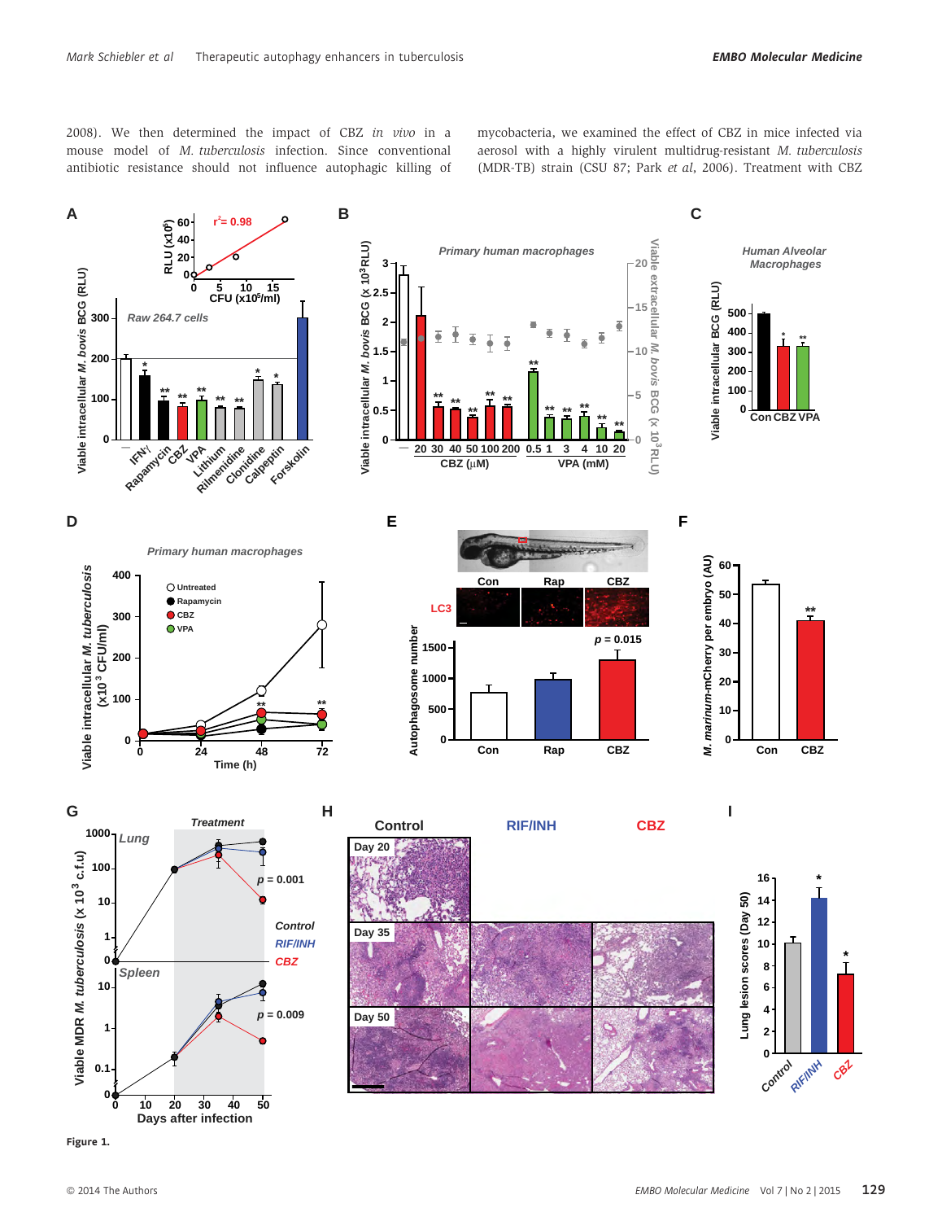2008). We then determined the impact of CBZ *in vivo* in a mouse model of *M. tuberculosis* infection. Since conventional antibiotic resistance should not influence autophagic killing of mycobacteria, we examined the effect of CBZ in mice infected via aerosol with a highly virulent multidrug-resistant *M. tuberculosis* (MDR-TB) strain (CSU 87; Park *et al*, 2006). Treatment with CBZ

Figure 1.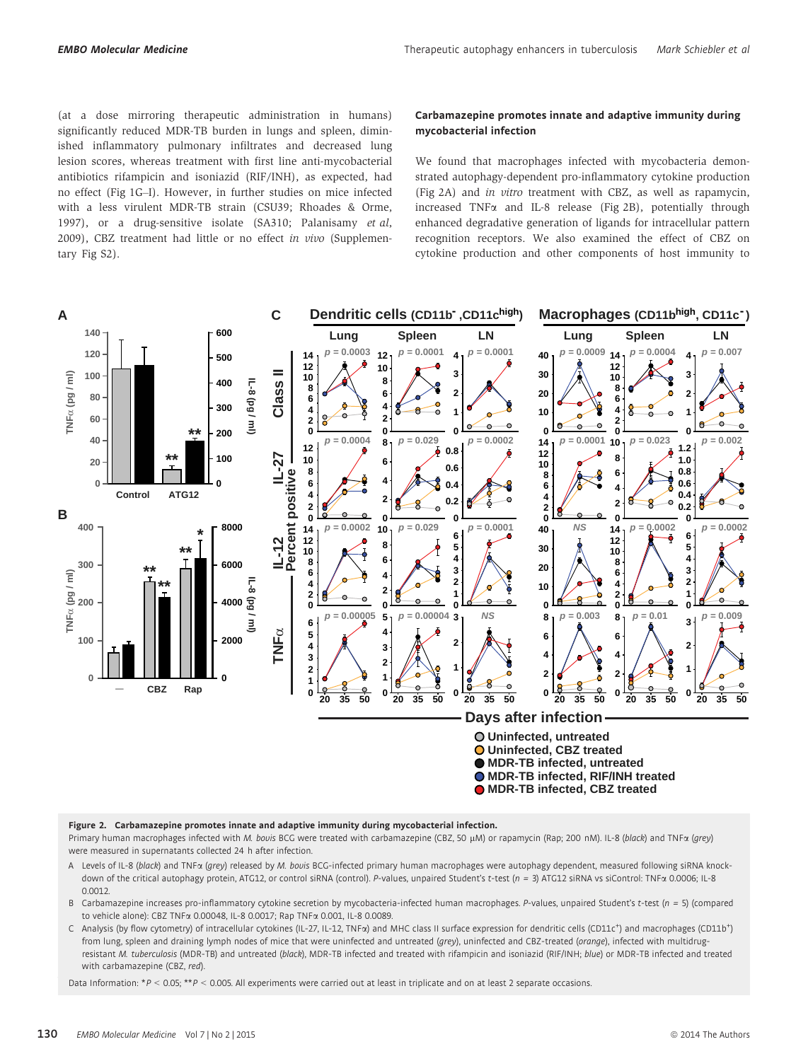(at a dose mirroring therapeutic administration in humans) significantly reduced MDR-TB burden in lungs and spleen, diminished inflammatory pulmonary infiltrates and decreased lung lesion scores, whereas treatment with first line anti-mycobacterial antibiotics rifampicin and isoniazid (RIF/INH), as expected, had no effect (Fig 1G–I). However, in further studies on mice infected with a less virulent MDR-TB strain (CSU39; Rhoades & Orme, 1997), or a drug-sensitive isolate (SA310; Palanisamy *et al*, 2009), CBZ treatment had little or no effect *in vivo* (Supplementary Fig S2).

## Carbamazepine promotes innate and adaptive immunity during mycobacterial infection

We found that macrophages infected with mycobacteria demonstrated autophagy-dependent pro-inflammatory cytokine production (Fig 2A) and *in vitro* treatment with CBZ, as well as rapamycin, increased TNFα and IL-8 release (Fig 2B), potentially through enhanced degradative generation of ligands for intracellular pattern recognition receptors. We also examined the effect of CBZ on cytokine production and other components of the host immunity to

**Figure 2. Carbamazepine promotes innate and adaptive immunity during mycobacterial infection.**

Primary human macrophages infected with *M. bovis* BCG were treated with carbamazepine (CBZ, 50 μM) or rapamycin (Rap; 200 nM). IL-8 (*black*) and TNFα (*grey*) were measured in supernatants collected 24 h after infection.

A Levels of IL-8 (*black*) and TNFα (*grey*) released by *M. bovis* BCG-infected primary human macrophages were autophagy dependent, measured following siRNA knockdown of the critical autophagy protein, ATG12, or control siRNA (control). *P*-values, unpaired Student's *t*-test ($n = 3$) ATG12 siRNA vs siControl: TNFα 0.0006; IL-8 0.0012.

B Carbamazepine increases pro-inflammatory cytokine secretion by mycobacteria-infected human macrophages. *P*-values, unpaired Student's *t*-test ($n = 5$) (compared to vehicle alone): CBZ TNFα 0.00048, IL-8 0.0017; Rap TNFα 0.001, IL-8 0.0089.

C Analysis (by flow cytometry) of intracellular cytokines (IL-27, IL-12, TNFα) and MHC class II surface expression for dendritic cells ($CD11c^+$) and macrophages ($CD11b^+$) from lung, spleen and draining lymph nodes of mice that were uninfected and untreated (*grey*), uninfected and CBZ-treated (*orange*), infected with multidrug-resistant *M. tuberculosis* (MDR-TB) and untreated (*black*), MDR-TB infected and treated with rifampicin and isoniazid (RIF/INH; *blue*) or MDR-TB infected and treated with carbamazepine (CBZ, *red*).

Data Information: $*P < 0.05$; $**P < 0.005$. All experiments were carried out at least in triplicate and on at least 2 separate occasions.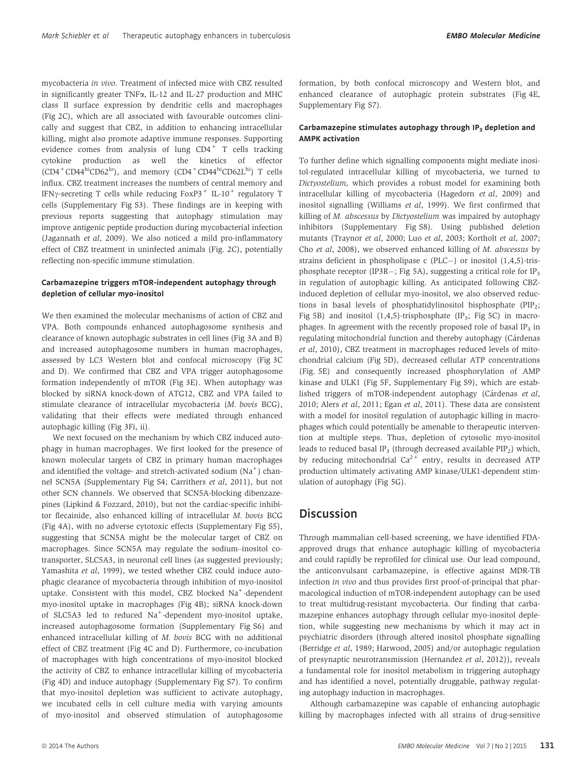mycobacteria *in vivo*. Treatment of infected mice with CBZ resulted in significantly greater TNFα, IL-12 and IL-27 production and MHC class II surface expression by dendritic cells and macrophages (Fig 2C), which are all associated with favourable outcomes clinically and suggest that CBZ, in addition to enhancing intracellular killing, might also promote adaptive immune responses. Supporting evidence comes from analysis of lung $CD4^+$ T cells tracking cytokine production as well the kinetics of effector ($CD4^+CD44^{hi}CD62^{lo}$), and memory ($CD4^+CD44^{hi}CD62L^{hi}$) T cells influx. CBZ treatment increases the numbers of central memory and IFNγ-secreting T cells while reducing $FoxP3^+$ $IL\text{-}10^+$ regulatory T cells (Supplementary Fig S3). These findings are in keeping with previous reports suggesting that autophagy stimulation may improve antigenic peptide production during mycobacterial infection (Jagannath *et al*, 2009). We also noticed a mild pro-inflammatory effect of CBZ treatment in uninfected animals (Fig. 2C), potentially reflecting non-specific immune stimulation.

### Carbamazepine triggers mTOR-independent autophagy through depletion of cellular myo-inositol

We then examined the molecular mechanisms of action of CBZ and VPA. Both compounds enhanced autophagosome synthesis and clearance of known autophagic substrates in cell lines (Fig 3A and B) and increased autophagosome numbers in human macrophages, assessed by LC3 Western blot and confocal microscopy (Fig 3C and D). We confirmed that CBZ and VPA trigger autophagosome formation independently of mTOR (Fig 3E). When autophagy was blocked by siRNA knock-down of ATG12, CBZ and VPA failed to stimulate clearance of intracellular mycobacteria (*M. bovis* BCG), validating that their effects were mediated through enhanced autophagic killing (Fig 3Fi, ii).

We next focused on the mechanism by which CBZ induced autophagy in human macrophages. We first looked for the presence of known molecular targets of CBZ in primary human macrophages and identified the voltage- and stretch-activated sodium ($Na^+$) channel SCN5A (Supplementary Fig S4; Carrithers *et al*, 2011), but not other SCN channels. We observed that SCN5A-blocking dibenzazepines (Lipkind & Fozzard, 2010), but not the cardiac-specific inhibitor flecainide, also enhanced killing of intracellular *M. bovis* BCG (Fig 4A), with no adverse cytotoxic effects (Supplementary Fig S5), suggesting that SCN5A might be the molecular target of CBZ on macrophages. Since SCN5A may regulate the sodium–inositol cotransporter, SLC5A3, in neuronal cell lines (as suggested previously; Yamashita *et al*, 1999), we tested whether CBZ could induce autophagic clearance of mycobacteria through inhibition of myo-inositol uptake. Consistent with this model, CBZ blocked $Na^+$-dependent myo-inositol uptake in macrophages (Fig 4B); siRNA knock-down of SLC5A3 led to reduced $Na^+$-dependent myo-inositol uptake, increased autophagosome formation (Supplementary Fig S6) and enhanced intracellular killing of *M. bovis* BCG with no additional effect of CBZ treatment (Fig 4C and D). Furthermore, co-incubation of macrophages with high concentrations of myo-inositol blocked the activity of CBZ to enhance intracellular killing of mycobacteria (Fig 4D) and induce autophagy (Supplementary Fig S7). To confirm that myo-inositol depletion was sufficient to activate autophagy, we incubated cells in cell culture media with varying amounts of myo-inositol and observed stimulation of autophagosome formation, by both confocal microscopy and Western blot, and enhanced clearance of autophagic protein substrates (Fig 4E, Supplementary Fig S7).

### Carbamazepine stimulates autophagy through $IP_3$ depletion and AMPK activation

To further define which signalling components might mediate inositol-regulated intracellular killing of mycobacteria, we turned to *Dictyostelium*, which provides a robust model for examining both intracellular killing of mycobacteria (Hagedorn *et al*, 2009) and inositol signalling (Williams *et al*, 1999). We first confirmed that killing of *M. abscessus* by *Dictyostelium* was impaired by autophagy inhibitors (Supplementary Fig S8). Using published deletion mutants (Traynor *et al*, 2000; Luo *et al*, 2003; Kortholt *et al*, 2007; Cho *et al*, 2008), we observed enhanced killing of *M. abscessus* by strains deficient in phospholipase c (PLC−) or inositol (1,4,5)-trisphosphate receptor (IP3R−; Fig 5A), suggesting a critical role for $IP_3$ in regulation of autophagic killing. As anticipated following CBZ-induced depletion of cellular myo-inositol, we also observed reductions in basal levels of phosphatidylinositol bisphosphate ($PIP_2$; Fig 5B) and inositol (1,4,5)-trisphosphate ($IP_3$; Fig 5C) in macrophages. In agreement with the recently proposed role of basal $IP_3$ in regulating mitochondrial function and thereby autophagy (Cárdenas *et al*, 2010), CBZ treatment in macrophages reduced levels of mitochondrial calcium (Fig 5D), decreased cellular ATP concentrations (Fig. 5E) and consequently increased phosphorylation of AMP kinase and ULK1 (Fig 5F, Supplementary Fig S9), which are established triggers of mTOR-independent autophagy (Cárdenas *et al*, 2010; Alers *et al*, 2011; Egan *et al*, 2011). These data are consistent with a model for inositol regulation of autophagic killing in macrophages which could potentially be amenable to therapeutic intervention at multiple steps. Thus, depletion of cytosolic myo-inositol leads to reduced basal $IP_3$ (through decreased available $PIP_2$) which, by reducing mitochondrial $Ca^{2+}$ entry, results in decreased ATP production ultimately activating AMP kinase/ULK1-dependent stimulation of autophagy (Fig 5G).

## Discussion

Through mammalian cell-based screening, we have identified FDA-approved drugs that enhance autophagic killing of mycobacteria and could rapidly be reprofiled for clinical use. Our lead compound, the anticonvulsant carbamazepine, is effective against MDR-TB infection *in vivo* and thus provides first proof-of-principal that pharmacological induction of mTOR-independent autophagy can be used to treat multidrug-resistant mycobacteria. Our finding that carbamazepine enhances autophagy through cellular myo-inositol depletion, while suggesting new mechanisms by which it may act in psychiatric disorders (through altered inositol phosphate signalling (Berridge *et al*, 1989; Harwood, 2005) and/or autophagic regulation of presynaptic neurotransmission (Hernandez *et al*, 2012)), reveals a fundamental role for inositol metabolism in triggering autophagy and has identified a novel, potentially druggable, pathway regulating autophagy induction in macrophages.

Although carbamazepine was capable of enhancing autophagic killing by macrophages infected with all strains of drug-sensitive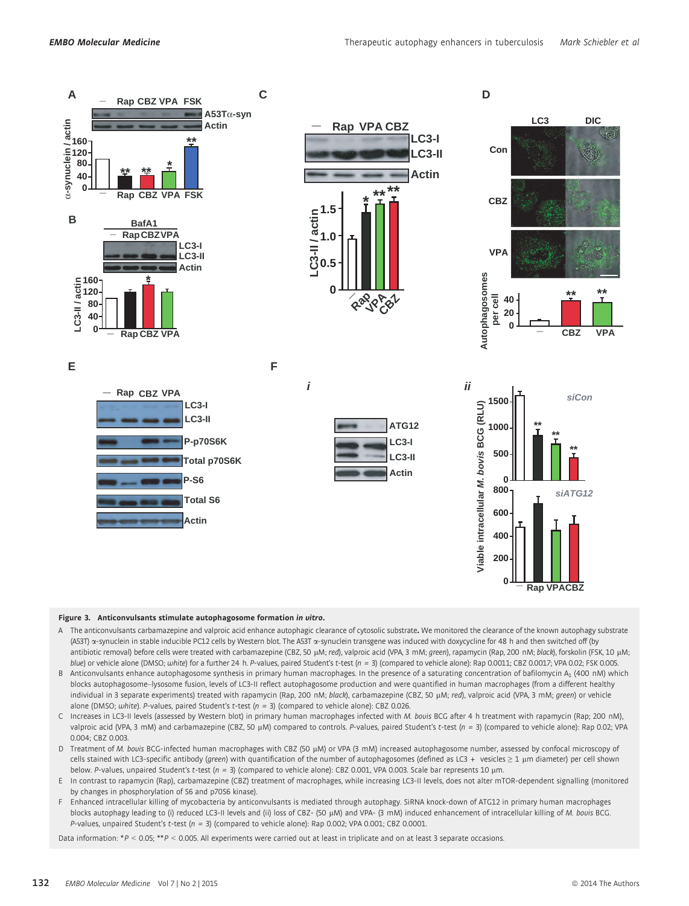**Figure 3. Anticonvulsants stimulate autophagosome formation *in vitro*.**

- A The anticonvulsants carbamazepine and valproic acid enhance autophagic clearance of cytosolic substrate. We monitored the clearance of the known autophagy substrate (A53T) α-synuclein in stable inducible PC12 cells by Western blot. The A53T α-synuclein transgene was induced with doxycycline for 48 h and then switched off (by antibiotic removal) before cells were treated with carbamazepine (CBZ, 50 μM; *red*), valproic acid (VPA, 3 mM; *green*), rapamycin (Rap, 200 nM; *black*), forskolin (FSK, 10 μM; *blue*) or vehicle alone (DMSO; *white*) for a further 24 h. *P*-values, paired Student's *t*-test ($n = 3$) (compared to vehicle alone): Rap 0.0011; CBZ 0.0017; VPA 0.02; FSK 0.005.
- B Anticonvulsants enhance autophagosome synthesis in primary human macrophages. In the presence of a saturating concentration of bafilomycin $A_1$ (400 nM) which blocks autophagosome–lysosome fusion, levels of LC3-II reflect autophagosome production and were quantified in human macrophages (from a different healthy individual in 3 separate experiments) treated with rapamycin (Rap, 200 nM; *black*), carbamazepine (CBZ, 50 μM; *red*), valproic acid (VPA, 3 mM; *green*) or vehicle alone (DMSO; *white*). *P*-values, paired Student's *t*-test ($n = 3$) (compared to vehicle alone): CBZ 0.026.
- C Increases in LC3-II levels (assessed by Western blot) in primary human macrophages infected with *M. bovis* BCG after 4 h treatment with rapamycin (Rap; 200 nM), valproic acid (VPA, 3 mM) and carbamazepine (CBZ, 50 μM) compared to controls. *P*-values, paired Student's *t*-test ($n = 3$) (compared to vehicle alone): Rap 0.02; VPA 0.004; CBZ 0.003.
- D Treatment of *M. bovis* BCG-infected human macrophages with CBZ (50 μM) or VPA (3 mM) increased autophagosome number, assessed by confocal microscopy of cells stained with LC3-specific antibody (*green*) with quantification of the number of autophagosomes (defined as LC3 + vesicles ≥ 1 μm diameter) per cell shown below. *P*-values, unpaired Student's *t*-test ($n = 3$) (compared to vehicle alone): CBZ 0.001, VPA 0.003. Scale bar represents 10 μm.
- E In contrast to rapamycin (Rap), carbamazepine (CBZ) treatment of macrophages, while increasing LC3-II levels, does not alter mTOR-dependent signalling (monitored by changes in phosphorylation of S6 and p70S6 kinase).
- F Enhanced intracellular killing of mycobacteria by anticonvulsants is mediated through autophagy. SiRNA knock-down of ATG12 in primary human macrophages blocks autophagy leading to (i) reduced LC3-II levels and (ii) loss of CBZ- (50 μM) and VPA- (3 mM) induced enhancement of intracellular killing of *M. bovis* BCG. *P*-values, unpaired Student's *t*-test ($n = 3$) (compared to vehicle alone): Rap 0.002; VPA 0.001; CBZ 0.0001.

Data information: *$P < 0.05$; **$P < 0.005$. All experiments were carried out at least in triplicate and on at least 3 separate occasions.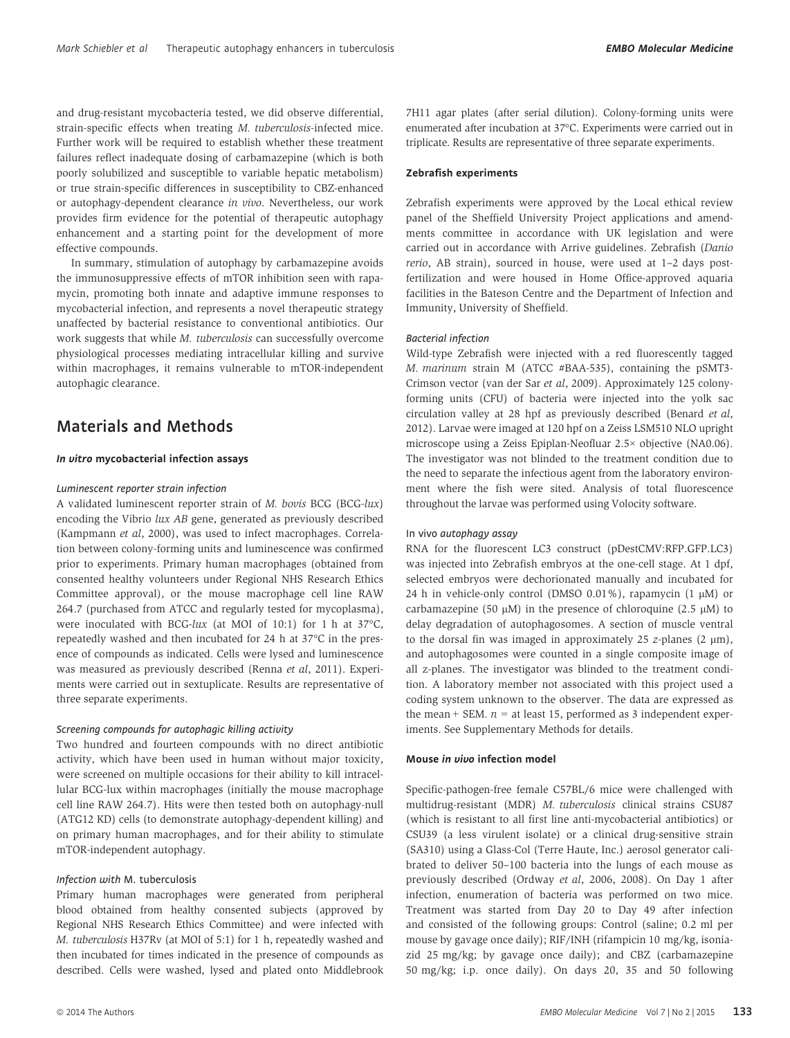and drug-resistant mycobacteria tested, we did observe differential, strain-specific effects when treating *M. tuberculosis*-infected mice. Further work will be required to establish whether these treatment failures reflect inadequate dosing of carbamazepine (which is both poorly solubilized and susceptible to variable hepatic metabolism) or true strain-specific differences in susceptibility to CBZ-enhanced or autophagy-dependent clearance *in vivo*. Nevertheless, our work provides firm evidence for the potential of therapeutic autophagy enhancement and a starting point for the development of more effective compounds.

In summary, stimulation of autophagy by carbamazepine avoids the immunosuppressive effects of mTOR inhibition seen with rapamycin, promoting both innate and adaptive immune responses to mycobacterial infection, and represents a novel therapeutic strategy unaffected by bacterial resistance to conventional antibiotics. Our work suggests that while *M. tuberculosis* can successfully overcome physiological processes mediating intracellular killing and survive within macrophages, it remains vulnerable to mTOR-independent autophagic clearance.

## Materials and Methods

### *In vitro* mycobacterial infection assays

#### *Luminescent reporter strain infection*

A validated luminescent reporter strain of *M. bovis* BCG (BCG-*lux*) encoding the Vibrio *lux AB* gene, generated as previously described (Kampmann *et al*, 2000), was used to infect macrophages. Correlation between colony-forming units and luminescence was confirmed prior to experiments. Primary human macrophages (obtained from consented healthy volunteers under Regional NHS Research Ethics Committee approval), or the mouse macrophage cell line RAW 264.7 (purchased from ATCC and regularly tested for mycoplasma), were inoculated with BCG-*lux* (at MOI of 10:1) for 1 h at 37°C, repeatedly washed and then incubated for 24 h at 37°C in the presence of compounds as indicated. Cells were lysed and luminescence was measured as previously described (Renna *et al*, 2011). Experiments were carried out in sextuplicate. Results are representative of three separate experiments.

#### *Screening compounds for autophagic killing activity*

Two hundred and fourteen compounds with no direct antibiotic activity, which have been used in human without major toxicity, were screened on multiple occasions for their ability to kill intracellular BCG-lux within macrophages (initially the mouse macrophage cell line RAW 264.7). Hits were then tested both on autophagy-null (ATG12 KD) cells (to demonstrate autophagy-dependent killing) and on primary human macrophages, and for their ability to stimulate mTOR-independent autophagy.

#### *Infection with* M. tuberculosis

Primary human macrophages were generated from peripheral blood obtained from healthy consented subjects (approved by Regional NHS Research Ethics Committee) and were infected with *M. tuberculosis* H37Rv (at MOI of 5:1) for 1 h, repeatedly washed and then incubated for times indicated in the presence of compounds as described. Cells were washed, lysed and plated onto Middlebrook 7H11 agar plates (after serial dilution). Colony-forming units were enumerated after incubation at 37°C. Experiments were carried out in triplicate. Results are representative of three separate experiments.

### Zebrafish experiments

Zebrafish experiments were approved by the Local ethical review panel of the Sheffield University Project applications and amendments committee in accordance with UK legislation and were carried out in accordance with Arrive guidelines. Zebrafish (*Danio rerio*, AB strain), sourced in house, were used at 1–2 days post-fertilization and were housed in Home Office-approved aquaria facilities in the Bateson Centre and the Department of Infection and Immunity, University of Sheffield.

#### *Bacterial infection*

Wild-type Zebrafish were injected with a red fluorescently tagged *M. marinum* strain M (ATCC #BAA-535), containing the pSMT3-Crimson vector (van der Sar *et al*, 2009). Approximately 125 colony-forming units (CFU) of bacteria were injected into the yolk sac circulation valley at 28 hpf as previously described (Benard *et al*, 2012). Larvae were imaged at 120 hpf on a Zeiss LSM510 NLO upright microscope using a Zeiss Epiplan-Neofluar 2.5× objective (NA0.06). The investigator was not blinded to the treatment condition due to the need to separate the infectious agent from the laboratory environment where the fish were sited. Analysis of total fluorescence throughout the larvae was performed using Volocity software.

#### In vivo *autophagy assay*

RNA for the fluorescent LC3 construct (pDestCMV:RFP.GFP.LC3) was injected into Zebrafish embryos at the one-cell stage. At 1 dpf, selected embryos were dechorionated manually and incubated for 24 h in vehicle-only control (DMSO 0.01%), rapamycin (1 μM) or carbamazepine (50 μM) in the presence of chloroquine (2.5 μM) to delay degradation of autophagosomes. A section of muscle ventral to the dorsal fin was imaged in approximately 25 *z*-planes (2 μm), and autophagosomes were counted in a single composite image of all z-planes. The investigator was blinded to the treatment condition. A laboratory member not associated with this project used a coding system unknown to the observer. The data are expressed as the mean + SEM. $n$ = at least 15, performed as 3 independent experiments. See Supplementary Methods for details.

### Mouse *in vivo* infection model

Specific-pathogen-free female C57BL/6 mice were challenged with multidrug-resistant (MDR) *M. tuberculosis* clinical strains CSU87 (which is resistant to all first line anti-mycobacterial antibiotics) or CSU39 (a less virulent isolate) or a clinical drug-sensitive strain (SA310) using a Glass-Col (Terre Haute, Inc.) aerosol generator calibrated to deliver 50–100 bacteria into the lungs of each mouse as previously described (Ordway *et al*, 2006, 2008). On Day 1 after infection, enumeration of bacteria was performed on two mice. Treatment was started from Day 20 to Day 49 after infection and consisted of the following groups: Control (saline; 0.2 ml per mouse by gavage once daily); RIF/INH (rifampicin 10 mg/kg, isoniazid 25 mg/kg; by gavage once daily); and CBZ (carbamazepine 50 mg/kg; i.p. once daily). On days 20, 35 and 50 following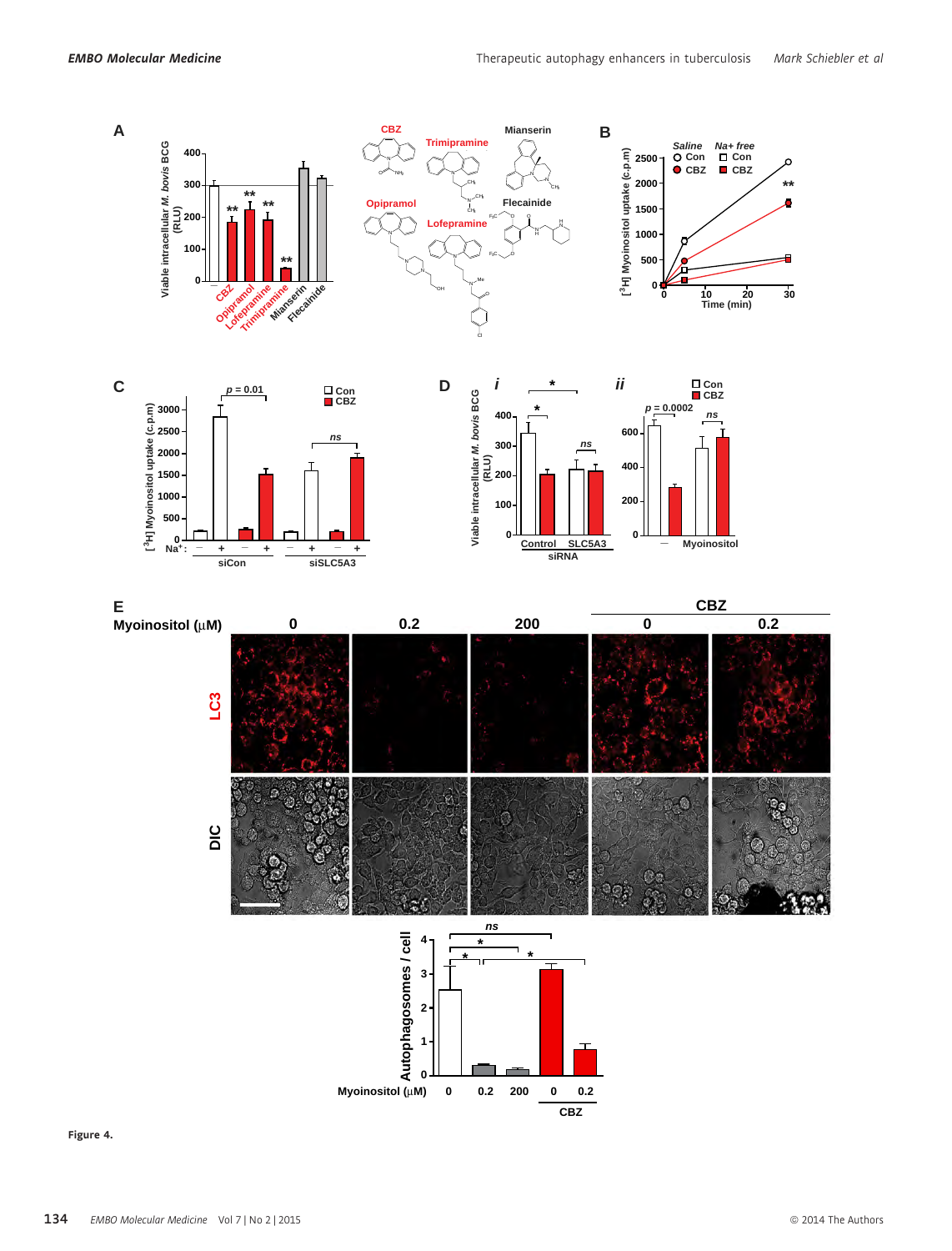Figure 4.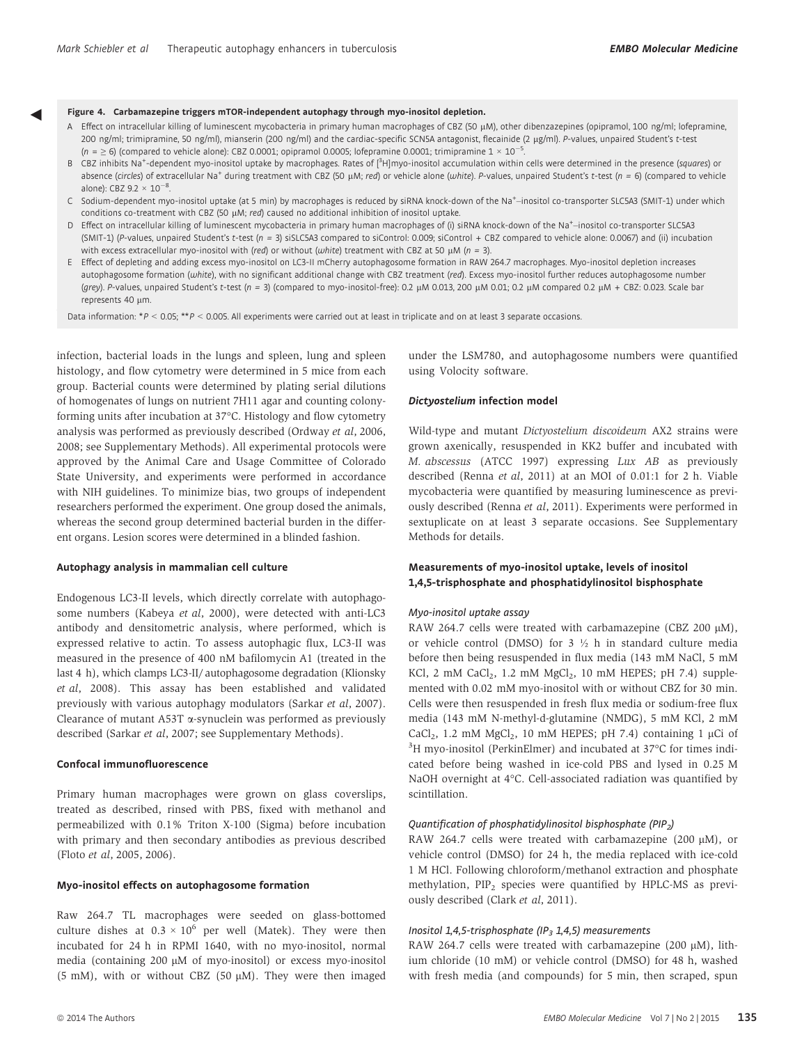**Figure 4. Carbamazepine triggers mTOR-independent autophagy through myo-inositol depletion.**

A Effect on intracellular killing of luminescent mycobacteria in primary human macrophages of CBZ (50 μM), other dibenzazepines (opipramol, 100 ng/ml; lofepramine, 200 ng/ml; trimipramine, 50 ng/ml), mianserin (200 ng/ml) and the cardiac-specific SCN5A antagonist, flecainide (2 μg/ml). P-values, unpaired Student's t-test ($n = \geq 6$) (compared to vehicle alone): CBZ 0.0001; opipramol 0.0005; lofepramine 0.0001; trimipramine $1 \times 10^{-5}$.

B CBZ inhibits $Na^+$-dependent myo-inositol uptake by macrophages. Rates of [$^3$H]myo-inositol accumulation within cells were determined in the presence (*squares*) or absence (*circles*) of extracellular $Na^+$ during treatment with CBZ (50 μM; *red*) or vehicle alone (*white*). P-values, unpaired Student's t-test ($n = 6$) (compared to vehicle alone): CBZ $9.2 \times 10^{-8}$.

C Sodium-dependent myo-inositol uptake (at 5 min) by macrophages is reduced by siRNA knock-down of the $Na^+$–inositol co-transporter SLC5A3 (SMIT-1) under which conditions co-treatment with CBZ (50 μM; *red*) caused no additional inhibition of inositol uptake.

D Effect on intracellular killing of luminescent mycobacteria in primary human macrophages of (i) siRNA knock-down of the $Na^+$–inositol co-transporter SLC5A3 (SMIT-1) (*white*), with no significant additional change with CBZ treatment (*red*) (P-values, unpaired Student's t-test ($n = 3$) siSLC5A3 compared to siControl: 0.009; siControl + CBZ compared to vehicle alone: 0.0067) and (ii) incubation with excess extracellular myo-inositol with (*red*) or without (*white*) treatment with CBZ at 50 μM ($n = 3$).

E Effect of depleting and adding excess myo-inositol on LC3-II mCherry autophagosome formation in RAW 264.7 macrophages. Myo-inositol depletion increases autophagosome formation (*white*), with no significant additional change with CBZ treatment (*red*). Excess myo-inositol further reduces autophagosome number (*grey*). P-values, unpaired Student's t-test ($n = 3$) (compared to myo-inositol-free): 0.2 μM 0.013, 200 μM 0.01; 0.2 μM compared 0.2 μM + CBZ: 0.023. Scale bar represents 40 μm.

Data information: $*P < 0.05$; $**P < 0.005$. All experiments were carried out at least in triplicate and on at least 3 separate occasions.

infection, bacterial loads in the lungs and spleen, lung and spleen histology, and flow cytometry were determined in 5 mice from each group. Bacterial counts were determined by plating serial dilutions of homogenates of lungs on nutrient 7H11 agar and counting colony-forming units after incubation at 37°C. Histology and flow cytometry analysis was performed as previously described (Ordway *et al*, 2006, 2008; see Supplementary Methods). All experimental protocols were approved by the Animal Care and Usage Committee of Colorado State University, and experiments were performed in accordance with NIH guidelines. To minimize bias, two groups of independent researchers performed the experiment. One group dosed the animals, whereas the second group determined bacterial burden in the different organs. Lesion scores were determined in a blinded fashion.

#### Autophagy analysis in mammalian cell culture

Endogenous LC3-II levels, which directly correlate with autophagosome numbers (Kabeya *et al*, 2000), were detected with anti-LC3 antibody and densitometric analysis, where performed, which is expressed relative to actin. To assess autophagic flux, LC3-II was measured in the presence of 400 nM bafilomycin A1 (treated in the last 4 h), which clamps LC3-II/ autophagosome degradation (Klionsky *et al*, 2008). This assay has been established and validated previously with various autophagy modulators (Sarkar *et al*, 2007). Clearance of mutant A53T α-synuclein was performed as previously described (Sarkar *et al*, 2007; see Supplementary Methods).

#### Confocal immunofluorescence

Primary human macrophages were grown on glass coverslips, treated as described, rinsed with PBS, fixed with methanol and permeabilized with 0.1% Triton X-100 (Sigma) before incubation with primary and then secondary antibodies as previous described (Floto *et al*, 2005, 2006).

#### Myo-inositol effects on autophagosome formation

Raw 264.7 TL macrophages were seeded on glass-bottomed culture dishes at $0.3 \times 10^6$ per well (Matek). They were then incubated for 24 h in RPMI 1640, with no myo-inositol, normal media (containing 200 μM of myo-inositol) or excess myo-inositol (5 mM), with or without CBZ (50 μM). They were then imaged under the LSM780, and autophagosome numbers were quantified using Volocity software.

#### *Dictyostelium* infection model

Wild-type and mutant *Dictyostelium discoideum* AX2 strains were grown axenically, resuspended in KK2 buffer and incubated with *M. abscessus* (ATCC 1997) expressing *Lux AB* as previously described (Renna *et al*, 2011) at an MOI of 0.01:1 for 2 h. Viable mycobacteria were quantified by measuring luminescence as previously described (Renna *et al*, 2011). Experiments were performed in sextuplicate on at least 3 separate occasions. See Supplementary Methods for details.

#### Measurements of myo-inositol uptake, levels of inositol 1,4,5-trisphosphate and phosphatidylinositol bisphosphate

##### *Myo-inositol uptake assay*

RAW 264.7 cells were treated with carbamazepine (CBZ 200 μM), or vehicle control (DMSO) for 3 ½ h in standard culture media before then being resuspended in flux media (143 mM NaCl, 5 mM KCl, 2 mM $CaCl_2$, 1.2 mM $MgCl_2$, 10 mM HEPES; pH 7.4) supplemented with 0.02 mM myo-inositol with or without CBZ for 30 min. Cells were then resuspended in fresh flux media or sodium-free flux media (143 mM N-methyl-d-glutamine (NMDG), 5 mM KCl, 2 mM $CaCl_2$, 1.2 mM $MgCl_2$, 10 mM HEPES; pH 7.4) containing 1 μCi of $^3$H myo-inositol (PerkinElmer) and incubated at 37°C for times indicated before being washed in ice-cold PBS and lysed in 0.25 M NaOH overnight at 4°C. Cell-associated radiation was quantified by scintillation.

##### *Quantification of phosphatidylinositol bisphosphate ($PIP_2$)*

RAW 264.7 cells were treated with carbamazepine (200 μM), or vehicle control (DMSO) for 24 h, the media replaced with ice-cold 1 M HCl. Following chloroform/methanol extraction and phosphate methylation, $PIP_2$ species were quantified by HPLC-MS as previously described (Clark *et al*, 2011).

##### *Inositol 1,4,5-trisphosphate ($IP_3$ 1,4,5) measurements*

RAW 264.7 cells were treated with carbamazepine (200 μM), lithium chloride (10 mM) or vehicle control (DMSO) for 48 h, washed with fresh media (and compounds) for 5 min, then scraped, spun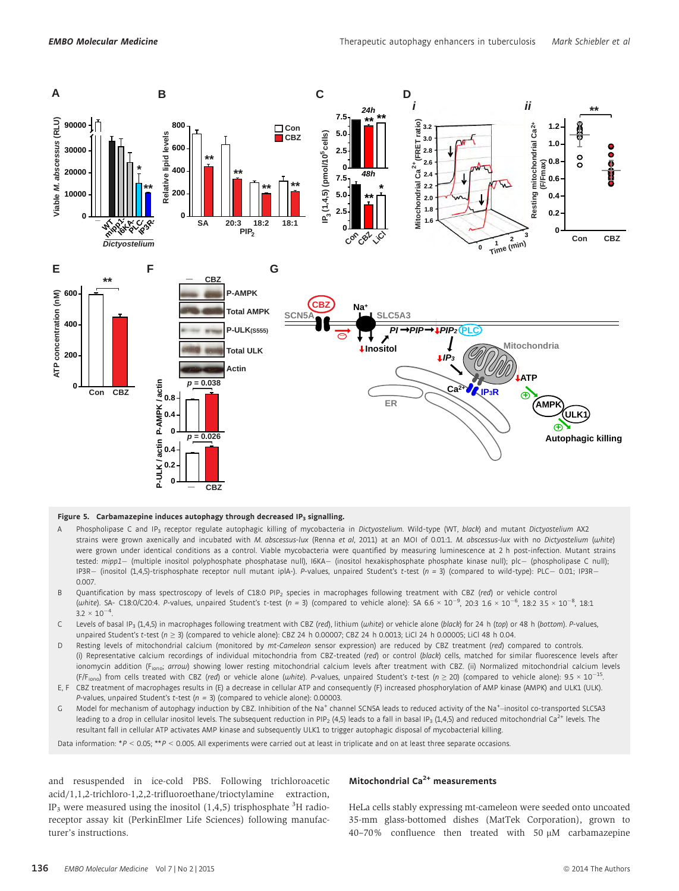**Figure 5. Carbamazepine induces autophagy through decreased $IP_3$ signalling.**

A Phospholipase C and $IP_3$ receptor regulate autophagic killing of mycobacteria in *Dictyostelium*. Wild-type (WT, *black*) and mutant *Dictyostelium* AX2 strains were grown axenically and incubated with *M. abscessus-lux* (Renna *et al*, 2011) at an MOI of 0.01:1. *M. abscessus-lux* with no *Dictyostelium* (*white*) were grown under identical conditions as a control. Viable mycobacteria were quantified by measuring luminescence at 2 h post-infection. Mutant strains tested: *mipp1*− (multiple inositol polyphosphate phosphatase null), I6KA− (inositol hexakisphosphate phosphate kinase null); plc− (phospholipase C null); IP3R− (inositol (1,4,5)-trisphosphate receptor null mutant iplA-). *P*-values, unpaired Student's *t*-test ($n = 3$) (compared to wild-type): PLC− 0.01; IP3R− 0.007.

B Quantification by mass spectroscopy of levels of C18:0 $PIP_2$ species in macrophages following treatment with CBZ (*red*) or vehicle control (*white*). SA- C18:0/C20:4. *P*-values, unpaired Student's *t*-test ($n = 3$) (compared to vehicle alone): SA $6.6 \times 10^{-9}$, 20:3 $1.6 \times 10^{-6}$, 18:2 $3.5 \times 10^{-8}$, 18:1 $3.2 \times 10^{-4}$.

C Levels of basal $IP_3$ (1,4,5) in macrophages following treatment with CBZ (*red*), lithium (*white*) or vehicle alone (*black*) for 24 h (*top*) or 48 h (*bottom*). *P*-values, unpaired Student's *t*-test ($n \geq 3$) (compared to vehicle alone): CBZ 24 h 0.00007; CBZ 24 h 0.0013; LiCl 24 h 0.00005; LiCl 48 h 0.04.

D Resting levels of mitochondrial calcium (monitored by *mt-Cameleon* sensor expression) are reduced by CBZ treatment (*red*) compared to controls. (i) Representative calcium recordings of individual mitochondria from CBZ-treated (*red*) or control (*black*) cells, matched for similar fluorescence levels after ionomycin addition ($F_{iono}$; *arrow*) showing lower resting mitochondrial calcium levels after treatment with CBZ. (ii) Normalized mitochondrial calcium levels ($F/F_{iono}$) from cells treated with CBZ (*red*) or vehicle alone (*white*). *P*-values, unpaired Student's *t*-test ($n \geq 20$) (compared to vehicle alone): $9.5 \times 10^{-15}$.

E, F CBZ treatment of macrophages results in (E) a decrease in cellular ATP and consequently (F) increased phosphorylation of AMP kinase (AMPK) and ULK1 (ULK). *P*-values, unpaired Student's *t*-test ($n = 3$) (compared to vehicle alone): 0.00003.

G Model for mechanism of autophagy induction by CBZ. Inhibition of the $Na^+$ channel SCN5A leads to reduced activity of the $Na^+$–inositol co-transported SLC5A3 leading to a drop in cellular inositol levels. The subsequent reduction in $PIP_2$ (4,5) leads to a fall in basal $IP_3$ (1,4,5) and reduced mitochondrial $Ca^{2+}$ levels. The resultant fall in cellular ATP activates AMP kinase and subsequently ULK1 to trigger autophagic disposal of mycobacterial killing.

Data information: \*$P < 0.05$; \*\*$P < 0.005$. All experiments were carried out at least in triplicate and on at least three separate occasions.

and resuspended in ice-cold PBS. Following trichloroacetic acid/1,1,2-trichloro-1,2,2-trifluoroethane/trioctylamine extraction, $IP_3$ were measured using the inositol (1,4,5) trisphosphate $^3H$ radioreceptor assay kit (PerkinElmer Life Sciences) following manufacturer's instructions.

#### Mitochondrial $Ca^{2+}$ measurements

HeLa cells stably expressing mt-cameleon were seeded onto uncoated 35-mm glass-bottomed dishes (MatTek Corporation), grown to 40–70% confluence then treated with 50 μM carbamazepine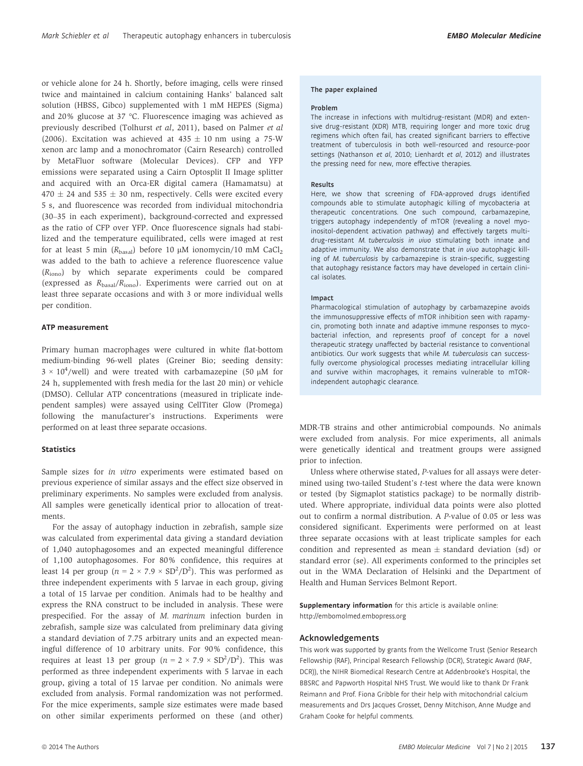or vehicle alone for 24 h. Shortly, before imaging, cells were rinsed twice and maintained in calcium containing Hanks' balanced salt solution (HBSS, Gibco) supplemented with 1 mM HEPES (Sigma) and 20% glucose at 37 °C. Fluorescence imaging was achieved as previously described (Tolhurst *et al*, 2011), based on Palmer *et al* (2006). Excitation was achieved at $435 \pm 10$ nm using a 75-W xenon arc lamp and a monochromator (Cairn Research) controlled by MetaFluor software (Molecular Devices). CFP and YFP emissions were separated using a Cairn Optosplit II Image splitter and acquired with an Orca-ER digital camera (Hamamatsu) at $470 \pm 24$ and $535 \pm 30$ nm, respectively. Cells were excited every 5 s, and fluorescence was recorded from individual mitochondria (30–35 in each experiment), background-corrected and expressed as the ratio of CFP over YFP. Once fluorescence signals had stabilized and the temperature equilibrated, cells were imaged at rest for at least 5 min ($R_{basal}$) before 10 μM ionomycin/10 mM $CaCl_2$ was added to the bath to achieve a reference fluorescence value ($R_{iono}$) by which separate experiments could be compared (expressed as $R_{basal}/R_{iono}$). Experiments were carried out on at least three separate occasions and with 3 or more individual wells per condition.

#### ATP measurement

Primary human macrophages were cultured in white flat-bottom medium-binding 96-well plates (Greiner Bio; seeding density: $3 \times 10^4$/well) and were treated with carbamazepine (50 μM for 24 h, supplemented with fresh media for the last 20 min) or vehicle (DMSO). Cellular ATP concentrations (measured in triplicate independent samples) were assayed using CellTiter Glow (Promega) following the manufacturer's instructions. Experiments were performed on at least three separate occasions.

#### Statistics

Sample sizes for *in vitro* experiments were estimated based on previous experience of similar assays and the effect size observed in preliminary experiments. No samples were excluded from analysis. All samples were genetically identical prior to allocation of treatments.

For the assay of autophagy induction in zebrafish, sample size was calculated from experimental data giving a standard deviation of 1,040 autophagosomes and an expected meaningful difference of 1,100 autophagosomes. For 80% confidence, this requires at least 14 per group ($n = 2 \times 7.9 \times SD^2/D^2$). This was performed as three independent experiments with 5 larvae in each group, giving a total of 15 larvae per condition. Animals had to be healthy and express the RNA construct to be included in analysis. These were prespecified. For the assay of *M. marinum* infection burden in zebrafish, sample size was calculated from preliminary data giving a standard deviation of 7.75 arbitrary units and an expected meaningful difference of 10 arbitrary units. For 90% confidence, this requires at least 13 per group ($n = 2 \times 7.9 \times SD^2/D^2$). This was performed as three independent experiments with 5 larvae in each group, giving a total of 15 larvae per condition. No animals were excluded from analysis. Formal randomization was not performed. For the mice experiments, sample size estimates were made based on other similar experiments performed on these (and other) MDR-TB strains and other antimicrobial compounds. No animals were excluded from analysis. For mice experiments, all animals were genetically identical and treatment groups were assigned prior to infection.

Unless where otherwise stated, *P*-values for all assays were determined using two-tailed Student's *t*-test where the data were known or tested (by Sigmaplot statistics package) to be normally distributed. Where appropriate, individual data points were also plotted out to confirm a normal distribution. A *P*-value of 0.05 or less was considered significant. Experiments were performed on at least three separate occasions with at least triplicate samples for each condition and represented as mean ± standard deviation (sd) or standard error (se). All experiments conformed to the principles set out in the WMA Declaration of Helsinki and the Department of Health and Human Services Belmont Report.

#### The paper explained

**Problem**

The increase in infections with multidrug-resistant (MDR) and extensive drug-resistant (XDR) MTB, requiring longer and more toxic drug regimens which often fail, has created significant barriers to effective treatment of tuberculosis in both well-resourced and resource-poor settings (Nathanson *et al*, 2010; Lienhardt *et al*, 2012) and illustrates the pressing need for new, more effective therapies.

**Results**

Here, we show that screening of FDA-approved drugs identified compounds able to stimulate autophagic killing of mycobacteria at therapeutic concentrations. One such compound, carbamazepine, triggers autophagy independently of mTOR (revealing a novel myo-inositol-dependent activation pathway) and effectively targets multi-drug-resistant *M. tuberculosis in vivo* stimulating both innate and adaptive immunity. We also demonstrate that *in vivo* autophagic killing of *M. tuberculosis* by carbamazepine is strain-specific, suggesting that autophagy resistance factors may have developed in certain clinical isolates.

**Impact**

Pharmacological stimulation of autophagy by carbamazepine avoids the immunosuppressive effects of mTOR inhibition seen with rapamycin, promoting both innate and adaptive immune responses to mycobacterial infection, and represents proof of concept for a novel therapeutic strategy unaffected by bacterial resistance to conventional antibiotics. Our work suggests that while *M. tuberculosis* can successfully overcome physiological processes mediating intracellular killing and survive within macrophages, it remains vulnerable to mTOR-independent autophagic clearance.

**Supplementary information** for this article is available online: http://embomolmed.embopress.org

## Acknowledgements

This work was supported by grants from the Wellcome Trust (Senior Research Fellowship (RAF), Principal Research Fellowship (DCR), Strategic Award (RAF, DCR)), the NIHR Biomedical Research Centre at Addenbrooke's Hospital, the BBSRC and Papworth Hospital NHS Trust. We would like to thank Dr Frank Reimann and Prof. Fiona Gribble for their help with mitochondrial calcium measurements and Drs Jacques Grosset, Denny Mitchison, Anne Mudge and Graham Cooke for helpful comments.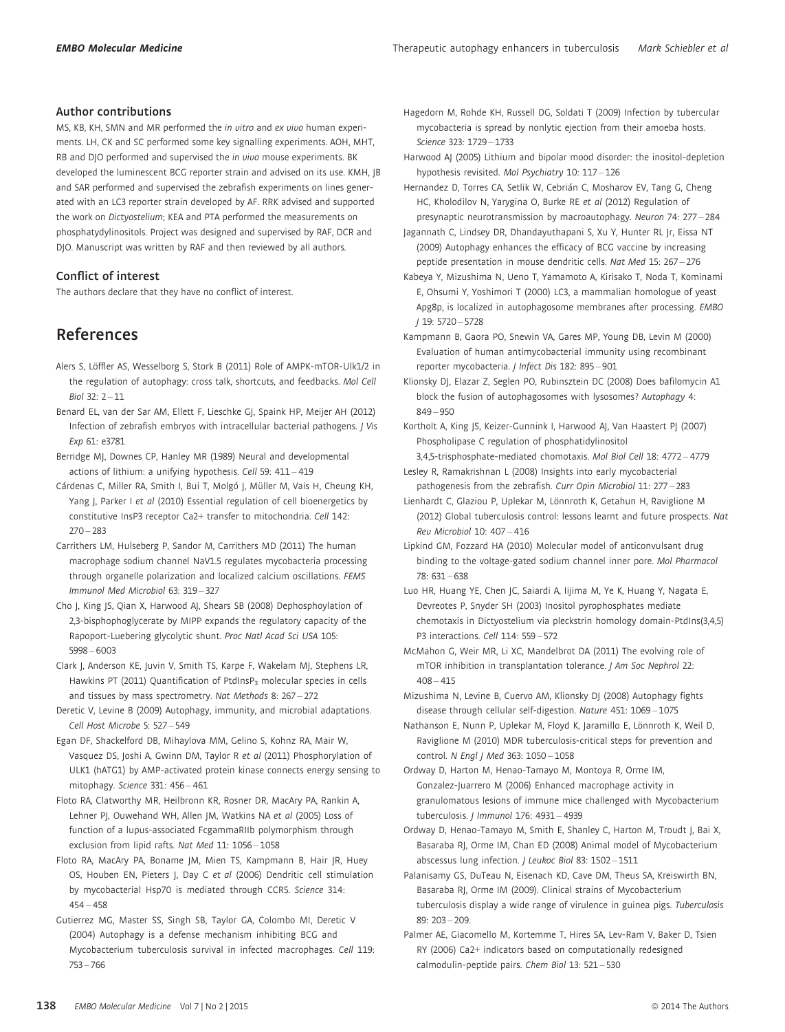### Author contributions

MS, KB, KH, SMN and MR performed the *in vitro* and *ex vivo* human experiments. LH, CK and SC performed some key signalling experiments. AOH, MHT, RB and DJO performed and supervised the *in vivo* mouse experiments. BK developed the luminescent BCG reporter strain and advised on its use. KMH, JB and SAR performed and supervised the zebrafish experiments on lines generated with an LC3 reporter strain developed by AF. RRK advised and supported the work on *Dictyostelium*; KEA and PTA performed the measurements on phosphatydylinositols. Project was designed and supervised by RAF, DCR and DJO. Manuscript was written by RAF and then reviewed by all authors.

### Conflict of interest

The authors declare that they have no conflict of interest.

## References

Alers S, Löffler AS, Wesselborg S, Stork B (2011) Role of AMPK-mTOR-Ulk1/2 in the regulation of autophagy: cross talk, shortcuts, and feedbacks. *Mol Cell Biol* 32: 2–11

Benard EL, van der Sar AM, Ellett F, Lieschke GJ, Spaink HP, Meijer AH (2012) Infection of zebrafish embryos with intracellular bacterial pathogens. *J Vis Exp* 61: e3781

Berridge MJ, Downes CP, Hanley MR (1989) Neural and developmental actions of lithium: a unifying hypothesis. *Cell* 59: 411–419

Cárdenas C, Miller RA, Smith I, Bui T, Molgó J, Müller M, Vais H, Cheung KH, Yang J, Parker I *et al* (2010) Essential regulation of cell bioenergetics by constitutive InsP3 receptor Ca2+ transfer to mitochondria. *Cell* 142: 270–283

Carrithers LM, Hulseberg P, Sandor M, Carrithers MD (2011) The human macrophage sodium channel NaV1.5 regulates mycobacteria processing through organelle polarization and localized calcium oscillations. *FEMS Immunol Med Microbiol* 63: 319–327

Cho J, King JS, Qian X, Harwood AJ, Shears SB (2008) Dephosphoylation of 2,3-bisphophoglycerate by MIPP expands the regulatory capacity of the Rapoport-Luebering glycolytic shunt. *Proc Natl Acad Sci USA* 105: 5998–6003

Clark J, Anderson KE, Juvin V, Smith TS, Karpe F, Wakelam MJ, Stephens LR, Hawkins PT (2011) Quantification of PtdInsP$_3$ molecular species in cells and tissues by mass spectrometry. *Nat Methods* 8: 267–272

Deretic V, Levine B (2009) Autophagy, immunity, and microbial adaptations. *Cell Host Microbe* 5: 527–549

Egan DF, Shackelford DB, Mihaylova MM, Gelino S, Kohnz RA, Mair W, Vasquez DS, Joshi A, Gwinn DM, Taylor R *et al* (2011) Phosphorylation of ULK1 (hATG1) by AMP-activated protein kinase connects energy sensing to mitophagy. *Science* 331: 456–461

Floto RA, Clatworthy MR, Heilbronn KR, Rosner DR, MacAry PA, Rankin A, Lehner PJ, Ouwehand WH, Allen JM, Watkins NA *et al* (2005) Loss of function of a lupus-associated FcgammaRIIb polymorphism through exclusion from lipid rafts. *Nat Med* 11: 1056–1058

Floto RA, MacAry PA, Boname JM, Mien TS, Kampmann B, Hair JR, Huey OS, Houben EN, Pieters J, Day C *et al* (2006) Dendritic cell stimulation by mycobacterial Hsp70 is mediated through CCR5. *Science* 314: 454–458

Gutierrez MG, Master SS, Singh SB, Taylor GA, Colombo MI, Deretic V (2004) Autophagy is a defense mechanism inhibiting BCG and Mycobacterium tuberculosis survival in infected macrophages. *Cell* 119: 753–766

Hagedorn M, Rohde KH, Russell DG, Soldati T (2009) Infection by tubercular mycobacteria is spread by nonlytic ejection from their amoeba hosts. *Science* 323: 1729–1733

Harwood AJ (2005) Lithium and bipolar mood disorder: the inositol-depletion hypothesis revisited. *Mol Psychiatry* 10: 117–126

Hernandez D, Torres CA, Setlik W, Cebrián C, Mosharov EV, Tang G, Cheng HC, Kholodilov N, Yarygina O, Burke RE *et al* (2012) Regulation of presynaptic neurotransmission by macroautophagy. *Neuron* 74: 277–284

Jagannath C, Lindsey DR, Dhandayuthapani S, Xu Y, Hunter RL Jr, Eissa NT (2009) Autophagy enhances the efficacy of BCG vaccine by increasing peptide presentation in mouse dendritic cells. *Nat Med* 15: 267–276

Kabeya Y, Mizushima N, Ueno T, Yamamoto A, Kirisako T, Noda T, Kominami E, Ohsumi Y, Yoshimori T (2000) LC3, a mammalian homologue of yeast Apg8p, is localized in autophagosome membranes after processing. *EMBO J* 19: 5720–5728

Kampmann B, Gaora PO, Snewin VA, Gares MP, Young DB, Levin M (2000) Evaluation of human antimycobacterial immunity using recombinant reporter mycobacteria. *J Infect Dis* 182: 895–901

Klionsky DJ, Elazar Z, Seglen PO, Rubinsztein DC (2008) Does bafilomycin A1 block the fusion of autophagosomes with lysosomes? *Autophagy* 4: 849–950

Kortholt A, King JS, Keizer-Gunnink I, Harwood AJ, Van Haastert PJ (2007) Phospholipase C regulation of phosphatidylinositol 3,4,5-trisphosphate-mediated chemotaxis. *Mol Biol Cell* 18: 4772–4779

Lesley R, Ramakrishnan L (2008) Insights into early mycobacterial pathogenesis from the zebrafish. *Curr Opin Microbiol* 11: 277–283

Lienhardt C, Glaziou P, Uplekar M, Lönnroth K, Getahun H, Raviglione M (2012) Global tuberculosis control: lessons learnt and future prospects. *Nat Rev Microbiol* 10: 407–416

Lipkind GM, Fozzard HA (2010) Molecular model of anticonvulsant drug binding to the voltage-gated sodium channel inner pore. *Mol Pharmacol* 78: 631–638

Luo HR, Huang YE, Chen JC, Saiardi A, Iijima M, Ye K, Huang Y, Nagata E, Devreotes P, Snyder SH (2003) Inositol pyrophosphates mediate chemotaxis in Dictyostelium via pleckstrin homology domain-PtdIns(3,4,5) P3 interactions. *Cell* 114: 559–572

McMahon G, Weir MR, Li XC, Mandelbrot DA (2011) The evolving role of mTOR inhibition in transplantation tolerance. *J Am Soc Nephrol* 22: 408–415

Mizushima N, Levine B, Cuervo AM, Klionsky DJ (2008) Autophagy fights disease through cellular self-digestion. *Nature* 451: 1069–1075

Nathanson E, Nunn P, Uplekar M, Floyd K, Jaramillo E, Lönnroth K, Weil D, Raviglione M (2010) MDR tuberculosis-critical steps for prevention and control. *N Engl J Med* 363: 1050–1058

Ordway D, Harton M, Henao-Tamayo M, Montoya R, Orme IM, Gonzalez-Juarrero M (2006) Enhanced macrophage activity in granulomatous lesions of immune mice challenged with Mycobacterium tuberculosis. *J Immunol* 176: 4931–4939

Ordway D, Henao-Tamayo M, Smith E, Shanley C, Harton M, Troudt J, Bai X, Basaraba RJ, Orme IM, Chan ED (2008) Animal model of Mycobacterium abscessus lung infection. *J Leukoc Biol* 83: 1502–1511

Palanisamy GS, DuTeau N, Eisenach KD, Cave DM, Theus SA, Kreiswirth BN, Basaraba RJ, Orme IM (2009). Clinical strains of Mycobacterium tuberculosis display a wide range of virulence in guinea pigs. *Tuberculosis* 89: 203–209.

Palmer AE, Giacomello M, Kortemme T, Hires SA, Lev-Ram V, Baker D, Tsien RY (2006) Ca2+ indicators based on computationally redesigned calmodulin-peptide pairs. *Chem Biol* 13: 521–530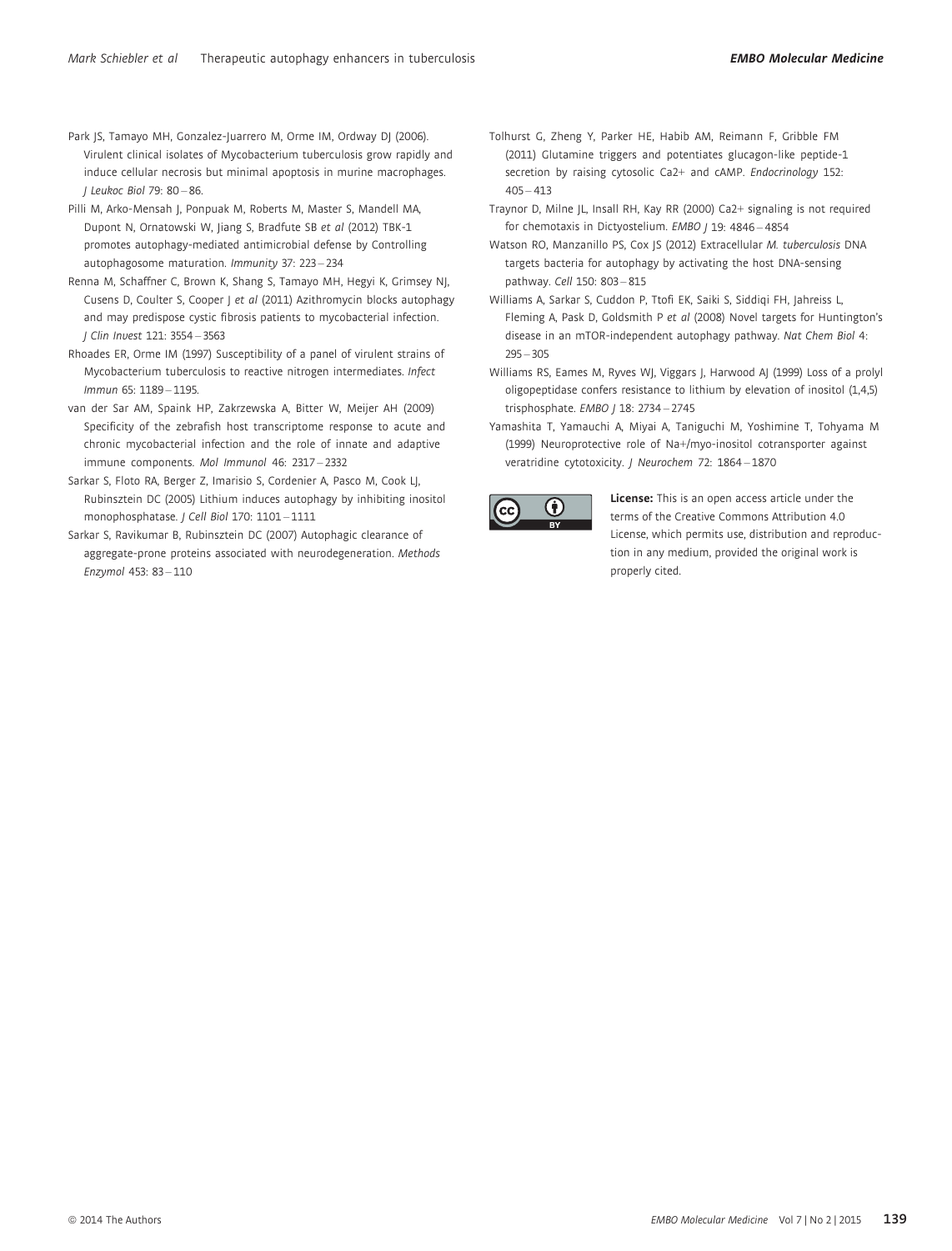Park JS, Tamayo MH, Gonzalez-Juarrero M, Orme IM, Ordway DJ (2006). Virulent clinical isolates of Mycobacterium tuberculosis grow rapidly and induce cellular necrosis but minimal apoptosis in murine macrophages. *J Leukoc Biol* 79: 80 – 86.

Pilli M, Arko-Mensah J, Ponpuak M, Roberts M, Master S, Mandell MA, Dupont N, Ornatowski W, Jiang S, Bradfute SB *et al* (2012) TBK-1 promotes autophagy-mediated antimicrobial defense by Controlling autophagosome maturation. *Immunity* 37: 223 – 234

Renna M, Schaffner C, Brown K, Shang S, Tamayo MH, Hegyi K, Grimsey NJ, Cusens D, Coulter S, Cooper J *et al* (2011) Azithromycin blocks autophagy and may predispose cystic fibrosis patients to mycobacterial infection. *J Clin Invest* 121: 3554 – 3563

Rhoades ER, Orme IM (1997) Susceptibility of a panel of virulent strains of Mycobacterium tuberculosis to reactive nitrogen intermediates. *Infect Immun* 65: 1189 – 1195.

van der Sar AM, Spaink HP, Zakrzewska A, Bitter W, Meijer AH (2009) Specificity of the zebrafish host transcriptome response to acute and chronic mycobacterial infection and the role of innate and adaptive immune components. *Mol Immunol* 46: 2317 – 2332

Sarkar S, Floto RA, Berger Z, Imarisio S, Cordenier A, Pasco M, Cook LJ, Rubinsztein DC (2005) Lithium induces autophagy by inhibiting inositol monophosphatase. *J Cell Biol* 170: 1101 – 1111

Sarkar S, Ravikumar B, Rubinsztein DC (2007) Autophagic clearance of aggregate-prone proteins associated with neurodegeneration. *Methods Enzymol* 453: 83 – 110

Tolhurst G, Zheng Y, Parker HE, Habib AM, Reimann F, Gribble FM (2011) Glutamine triggers and potentiates glucagon-like peptide-1 secretion by raising cytosolic Ca2+ and cAMP. *Endocrinology* 152: 405 – 413

Traynor D, Milne JL, Insall RH, Kay RR (2000) Ca2+ signaling is not required for chemotaxis in Dictyostelium. *EMBO J* 19: 4846 – 4854

Watson RO, Manzanillo PS, Cox JS (2012) Extracellular *M. tuberculosis* DNA targets bacteria for autophagy by activating the host DNA-sensing pathway. *Cell* 150: 803 – 815

Williams A, Sarkar S, Cuddon P, Ttofi EK, Saiki S, Siddiqi FH, Jahreiss L, Fleming A, Pask D, Goldsmith P *et al* (2008) Novel targets for Huntington's disease in an mTOR-independent autophagy pathway. *Nat Chem Biol* 4: 295 – 305

Williams RS, Eames M, Ryves WJ, Viggars J, Harwood AJ (1999) Loss of a prolyl oligopeptidase confers resistance to lithium by elevation of inositol (1,4,5) trisphosphate. *EMBO J* 18: 2734 – 2745

Yamashita T, Yamauchi A, Miyai A, Taniguchi M, Yoshimine T, Tohyama M (1999) Neuroprotective role of Na+/myo-inositol cotransporter against veratridine cytotoxicity. *J Neurochem* 72: 1864 – 1870

**License:** This is an open access article under the terms of the Creative Commons Attribution 4.0 License, which permits use, distribution and reproduction in any medium, provided the original work is properly cited.